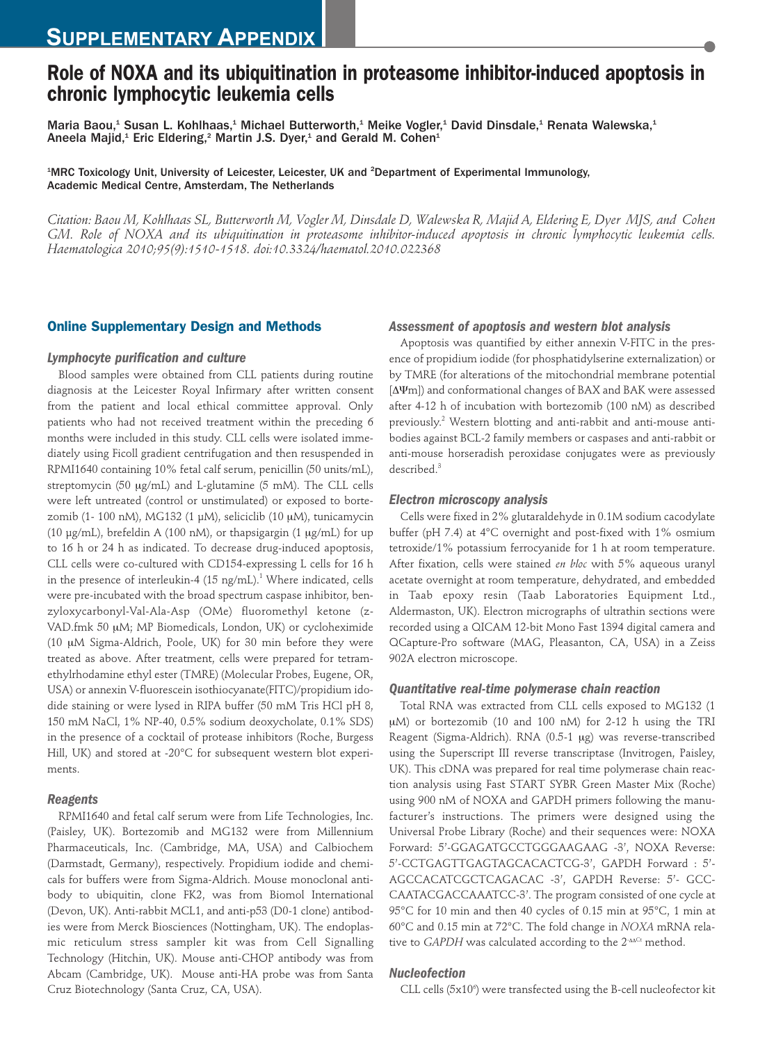# SUPPLEMENTARY APPENDIX

## Role of NOXA and its ubiquitination in proteasome inhibitor-induced apoptosis in chronic lymphocytic leukemia cells

Maria Baou,[1] Susan L. Kohlhaas,[1] Michael Butterworth,[1] Meike Vogler,[1] David Dinsdale,[1] Renata Walewska,[1] Aneela Majid,[1] Eric Eldering,[2] Martin J.S. Dyer,[1] and Gerald M. Cohen[1]

[1]MRC Toxicology Unit, University of Leicester, Leicester, UK and [2]Department of Experimental Immunology, Academic Medical Centre, Amsterdam, The Netherlands

*Citation: Baou M, Kohlhaas SL, Butterworth M, Vogler M, Dinsdale D, Walewska R, Majid A, Eldering E, Dyer MJS, and Cohen GM. Role of NOXA and its ubiquitination in proteasome inhibitor-induced apoptosis in chronic lymphocytic leukemia cells. Haematologica 2010;95(9):1510-1518. doi:10.3324/haematol.2010.022368*

## Online Supplementary Design and Methods

### Lymphocyte purification and culture

Blood samples were obtained from CLL patients during routine diagnosis at the Leicester Royal Infirmary after written consent from the patient and local ethical committee approval. Only patients who had not received treatment within the preceding 6 months were included in this study. CLL cells were isolated immediately using Ficoll gradient centrifugation and then resuspended in RPMI1640 containing 10% fetal calf serum, penicillin (50 units/mL), streptomycin (50 μg/mL) and L-glutamine (5 mM). The CLL cells were left untreated (control or unstimulated) or exposed to bortezomib (1- 100 nM), MG132 (1 μM), seliciclib (10 μM), tunicamycin (10 μg/mL), brefeldin A (100 nM), or thapsigargin (1 μg/mL) for up to 16 h or 24 h as indicated. To decrease drug-induced apoptosis, CLL cells were co-cultured with CD154-expressing L cells for 16 h in the presence of interleukin-4 (15 ng/mL).[1] Where indicated, cells were pre-incubated with the broad spectrum caspase inhibitor, benzyloxycarbonyl-Val-Ala-Asp (OMe) fluoromethyl ketone (z-VAD.fmk 50 μM; MP Biomedicals, London, UK) or cycloheximide (10 μM Sigma-Aldrich, Poole, UK) for 30 min before they were treated as above. After treatment, cells were prepared for tetramethylrhodamine ethyl ester (TMRE) (Molecular Probes, Eugene, OR, USA) or annexin V-fluorescein isothiocyanate(FITC)/propidium iodide staining or were lysed in RIPA buffer (50 mM Tris HCl pH 8, 150 mM NaCl, 1% NP-40, 0.5% sodium deoxycholate, 0.1% SDS) in the presence of a cocktail of protease inhibitors (Roche, Burgess Hill, UK) and stored at -20°C for subsequent western blot experiments.

### Reagents

RPMI1640 and fetal calf serum were from Life Technologies, Inc. (Paisley, UK). Bortezomib and MG132 were from Millennium Pharmaceuticals, Inc. (Cambridge, MA, USA) and Calbiochem (Darmstadt, Germany), respectively. Propidium iodide and chemicals for buffers were from Sigma-Aldrich. Mouse monoclonal antibody to ubiquitin, clone FK2, was from Biomol International (Devon, UK). Anti-rabbit MCL1, and anti-p53 (D0-1 clone) antibodies were from Merck Biosciences (Nottingham, UK). The endoplasmic reticulum stress sampler kit was from Cell Signalling Technology (Hitchin, UK). Mouse anti-CHOP antibody was from Abcam (Cambridge, UK). Mouse anti-HA probe was from Santa Cruz Biotechnology (Santa Cruz, CA, USA).

### Assessment of apoptosis and western blot analysis

Apoptosis was quantified by either annexin V-FITC in the presence of propidium iodide (for phosphatidylserine externalization) or by TMRE (for alterations of the mitochondrial membrane potential [$\Delta\Psi m$]) and conformational changes of BAX and BAK were assessed after 4-12 h of incubation with bortezomib (100 nM) as described previously.[2] Western blotting and anti-rabbit and anti-mouse antibodies against BCL-2 family members or caspases and anti-rabbit or anti-mouse horseradish peroxidase conjugates were as previously described.[3]

### Electron microscopy analysis

Cells were fixed in 2% glutaraldehyde in 0.1M sodium cacodylate buffer (pH 7.4) at 4°C overnight and post-fixed with 1% osmium tetroxide/1% potassium ferrocyanide for 1 h at room temperature. After fixation, cells were stained *en bloc* with 5% aqueous uranyl acetate overnight at room temperature, dehydrated, and embedded in Taab epoxy resin (Taab Laboratories Equipment Ltd., Aldermaston, UK). Electron micrographs of ultrathin sections were recorded using a QICAM 12-bit Mono Fast 1394 digital camera and QCapture-Pro software (MAG, Pleasanton, CA, USA) in a Zeiss 902A electron microscope.

### Quantitative real-time polymerase chain reaction

Total RNA was extracted from CLL cells exposed to MG132 (1 μM) or bortezomib (10 and 100 nM) for 2-12 h using the TRI Reagent (Sigma-Aldrich). RNA (0.5-1 μg) was reverse-transcribed using the Superscript III reverse transcriptase (Invitrogen, Paisley, UK). This cDNA was prepared for real time polymerase chain reaction analysis using Fast START SYBR Green Master Mix (Roche) using 900 nM of NOXA and GAPDH primers following the manufacturer's instructions. The primers were designed using the Universal Probe Library (Roche) and their sequences were: NOXA Forward: 5'-GGAGATGCCTGGGAAGAAG -3', NOXA Reverse: 5'-CCTGAGTTGAGTAGCACACTCG-3', GAPDH Forward : 5'-AGCCACATCGCTCAGACAC -3', GAPDH Reverse: 5'- GCCCAATACGACCAAATCC-3'. The program consisted of one cycle at 95°C for 10 min and then 40 cycles of 0.15 min at 95°C, 1 min at 60°C and 0.15 min at 72°C. The fold change in *NOXA* mRNA relative to *GAPDH* was calculated according to the $2^{-\Delta\Delta C_T}$ method.

### Nucleofection

CLL cells ($5\times10^6$) were transfected using the B-cell nucleofector kit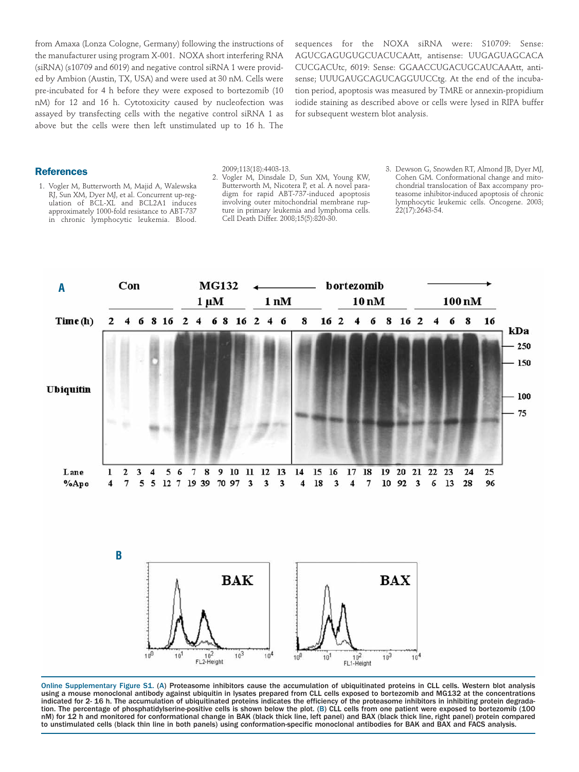from Amaxa (Lonza Cologne, Germany) following the instructions of the manufacturer using program X-001. NOXA short interfering RNA (siRNA) (s10709 and 6019) and negative control siRNA 1 were provided by Ambion (Austin, TX, USA) and were used at 30 nM. Cells were pre-incubated for 4 h before they were exposed to bortezomib (10 nM) for 12 and 16 h. Cytotoxicity caused by nucleofection was assayed by transfecting cells with the negative control siRNA 1 as above but the cells were then left unstimulated up to 16 h. The sequences for the NOXA siRNA were: S10709: Sense: AGUCGAGUGUGCUACUCAAtt, antisense: UUGAGUAGCACA CUCGACUtc, 6019: Sense: GGAACCUGACUGCAUCAAAtt, antisense; UUUGAUGCAGUCAGGUUCCtg. At the end of the incubation period, apoptosis was measured by TMRE or annexin-propidium iodide staining as described above or cells were lysed in RIPA buffer for subsequent western blot analysis.

## References

1. Vogler M, Butterworth M, Majid A, Walewska RJ, Sun XM, Dyer MJ, et al. Concurrent up-regulation of BCL-XL and BCL2A1 induces approximately 1000-fold resistance to ABT-737 in chronic lymphocytic leukemia. Blood. 2009;113(18):4403-13.
2. Vogler M, Dinsdale D, Sun XM, Young KW, Butterworth M, Nicotera P, et al. A novel paradigm for rapid ABT-737-induced apoptosis involving outer mitochondrial membrane rupture in primary leukemia and lymphoma cells. Cell Death Differ. 2008;15(5):820-30.
3. Dewson G, Snowden RT, Almond JB, Dyer MJ, Cohen GM. Conformational change and mitochondrial translocation of Bax accompany proteasome inhibitor-induced apoptosis of chronic lymphocytic leukemic cells. Oncogene. 2003; 22(17):2643-54.

Online Supplementary Figure S1. (A) Proteasome inhibitors cause the accumulation of ubiquitinated proteins in CLL cells. Western blot analysis using a mouse monoclonal antibody against ubiquitin in lysates prepared from CLL cells exposed to bortezomib and MG132 at the concentrations indicated for 2- 16 h. The accumulation of ubiquitinated proteins indicates the efficiency of the proteasome inhibitors in inhibiting protein degradation. The percentage of phosphatidylserine-positive cells is shown below the plot. (B) CLL cells from one patient were exposed to bortezomib (100 nM) for 12 h and monitored for conformational change in BAK (black thick line, left panel) and BAX (black thick line, right panel) protein compared to unstimulated cells (black thin line in both panels) using conformation-specific monoclonal antibodies for BAK and BAX and FACS analysis.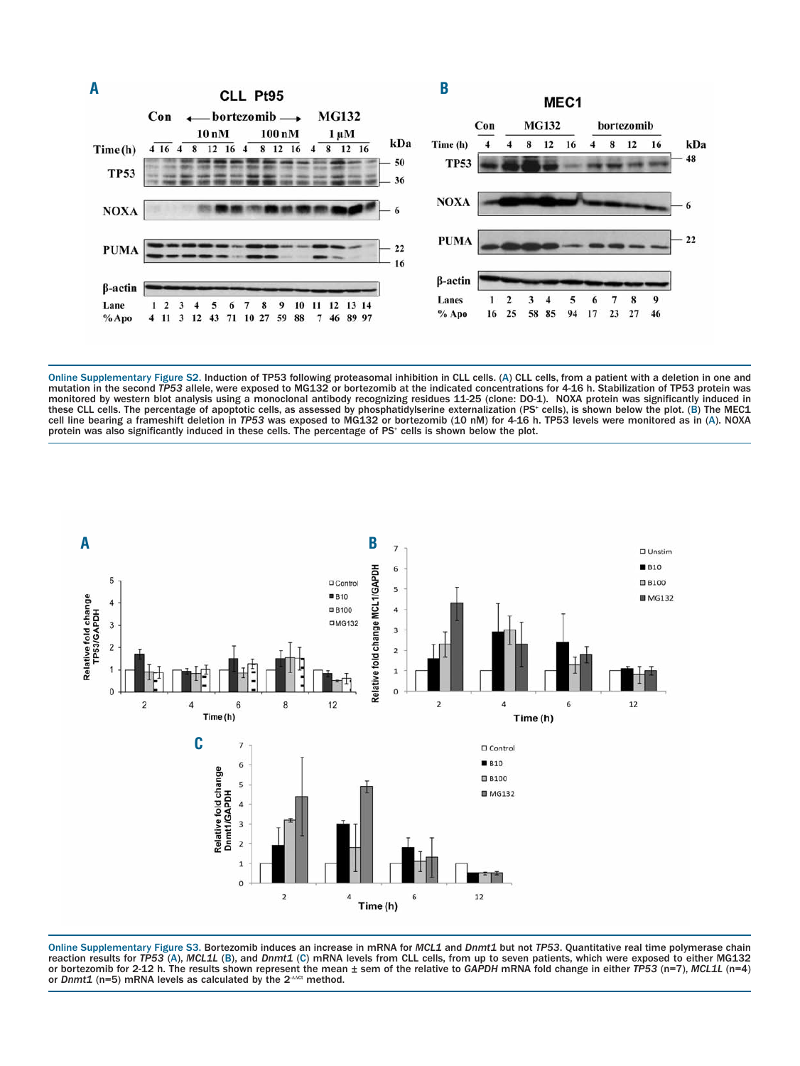Online Supplementary Figure S2. Induction of TP53 following proteasomal inhibition in CLL cells. (A) CLL cells, from a patient with a deletion in one and mutation in the second *TP53* allele, were exposed to MG132 or bortezomib at the indicated concentrations for 4-16 h. Stabilization of TP53 protein was monitored by western blot analysis using a monoclonal antibody recognizing residues 11-25 (clone: DO-1). NOXA protein was significantly induced in these CLL cells. The percentage of apoptotic cells, as assessed by phosphatidylserine externalization (PS+ cells), is shown below the plot. (B) The MEC1 cell line bearing a frameshift deletion in *TP53* was exposed to MG132 or bortezomib (10 nM) for 4-16 h. TP53 levels were monitored as in (A). NOXA protein was also significantly induced in these cells. The percentage of PS+ cells is shown below the plot.

Online Supplementary Figure S3. Bortezomib induces an increase in mRNA for *MCL1* and *Dnmt1* but not *TP53*. Quantitative real time polymerase chain reaction results for *TP53* (A), *MCL1L* (B), and *Dnmt1* (C) mRNA levels from CLL cells, from up to seven patients, which were exposed to either MG132 or bortezomib for 2-12 h. The results shown represent the mean ± sem of the relative to *GAPDH* mRNA fold change in either *TP53* (n=7), *MCL1L* (n=4) or *Dnmt1* (n=5) mRNA levels as calculated by the $2^{-\Delta\Delta Ct}$ method.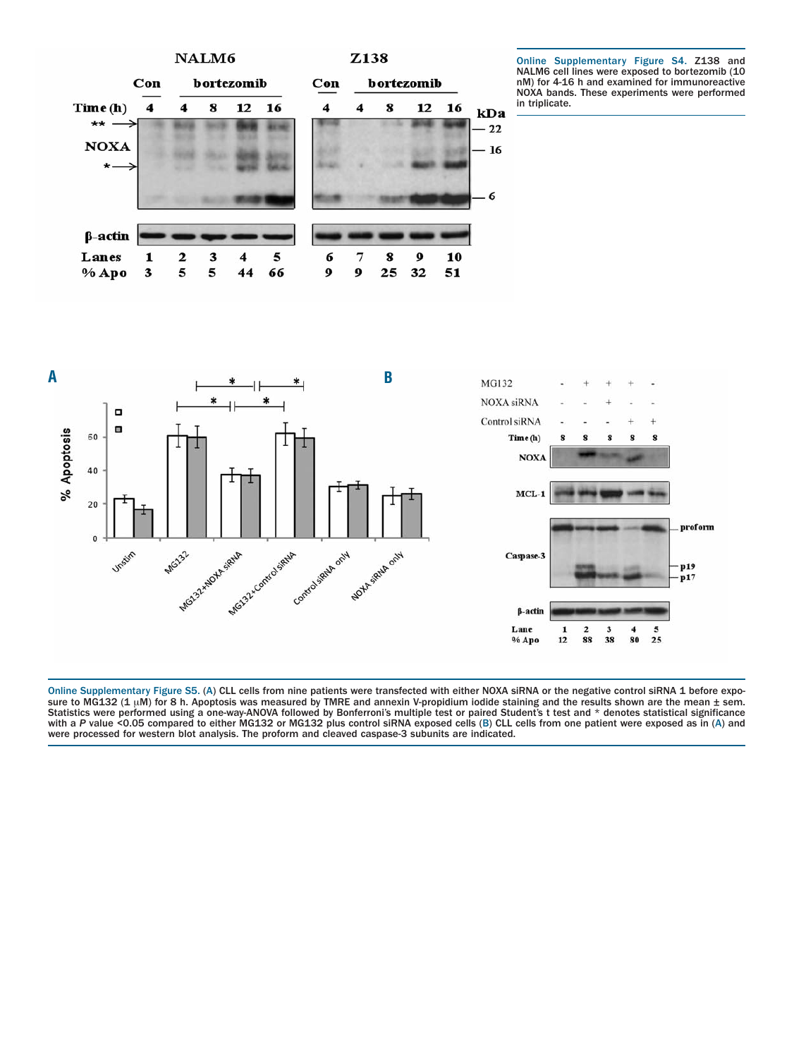NALM6

Z138

Con

bortezomib

Time (h) 4 4 8 12 16 4 4 8 12 16

kDa

**

NOXA

*

22

16

6

β-actin

Lanes 1 2 3 4 5 6 7 8 9 10

% Apo 3 5 5 44 66 9 9 25 32 51

Online Supplementary Figure S4. Z138 and NALM6 cell lines were exposed to bortezomib (10 nM) for 4-16 h and examined for immunoreactive NOXA bands. These experiments were performed in triplicate.

A

% Apoptosis

0

20

40

60

*

*

*

*

Unstim

MG132

MG132+NOXA siRNA

MG132+Control siRNA

Control siRNA only

NOXA siRNA only

B

MG132 - + + + -

NOXA siRNA - - + - -

Control siRNA - - - + +

Time (h) 8 8 8 8 8

NOXA

MCL-1

Caspase-3

proform

p19

p17

β-actin

Lane 1 2 3 4 5

% Apo 12 88 38 80 25

Online Supplementary Figure S5. (A) CLL cells from nine patients were transfected with either NOXA siRNA or the negative control siRNA 1 before exposure to MG132 (1 μM) for 8 h. Apoptosis was measured by TMRE and annexin V-propidium iodide staining and the results shown are the mean ± sem. Statistics were performed using a one-way-ANOVA followed by Bonferroni's multiple test or paired Student's t test and * denotes statistical significance with a $P$ value <0.05 compared to either MG132 or MG132 plus control siRNA exposed cells (B) CLL cells from one patient were exposed as in (A) and were processed for western blot analysis. The proform and cleaved caspase-3 subunits are indicated.